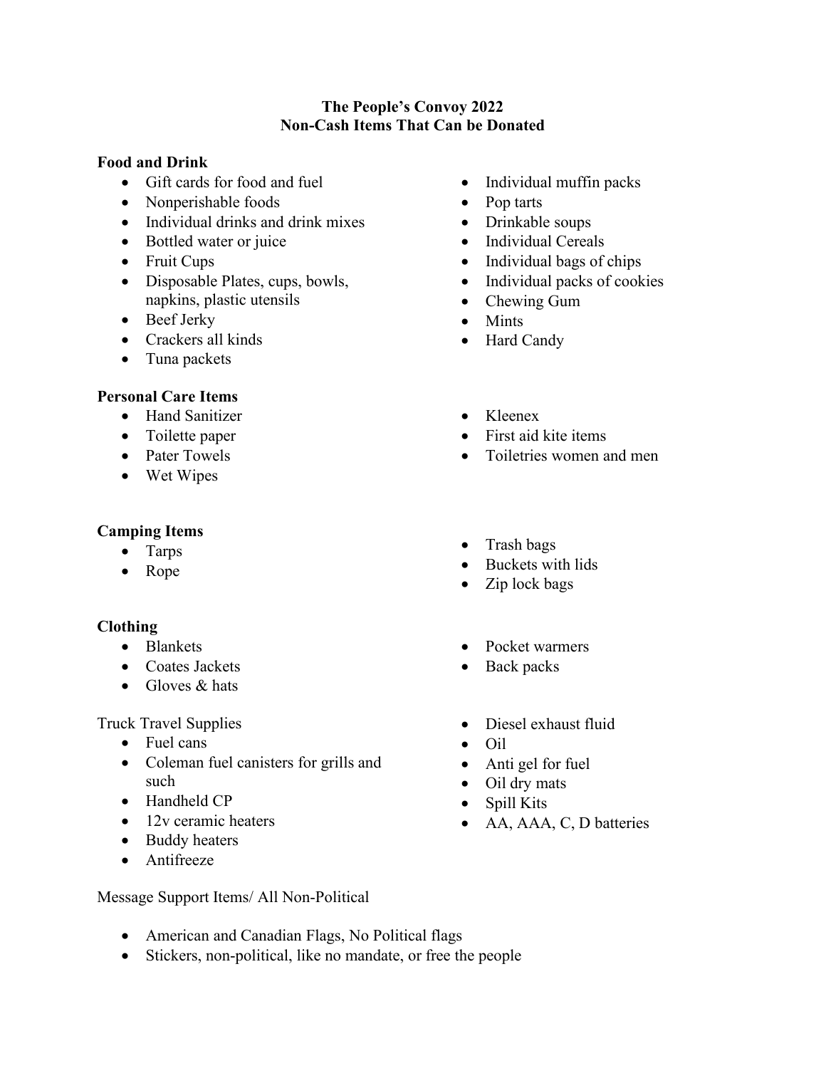**The People's Convoy 2022**
**Non-Cash Items That Can be Donated**

**Food and Drink**

- Gift cards for food and fuel
- Nonperishable foods
- Individual drinks and drink mixes
- Bottled water or juice
- Fruit Cups
- Disposable Plates, cups, bowls, napkins, plastic utensils
- Beef Jerky
- Crackers all kinds
- Tuna packets
- Individual muffin packs
- Pop tarts
- Drinkable soups
- Individual Cereals
- Individual bags of chips
- Individual packs of cookies
- Chewing Gum
- Mints
- Hard Candy

**Personal Care Items**

- Hand Sanitizer
- Toilette paper
- Pater Towels
- Wet Wipes
- Kleenex
- First aid kite items
- Toiletries women and men

**Camping Items**

- Tarps
- Rope
- Trash bags
- Buckets with lids
- Zip lock bags

**Clothing**

- Blankets
- Coates Jackets
- Gloves & hats
- Pocket warmers
- Back packs

Truck Travel Supplies

- Fuel cans
- Coleman fuel canisters for grills and such
- Handheld CP
- 12v ceramic heaters
- Buddy heaters
- Antifreeze
- Diesel exhaust fluid
- Oil
- Anti gel for fuel
- Oil dry mats
- Spill Kits
- AA, AAA, C, D batteries

Message Support Items/ All Non-Political

- American and Canadian Flags, No Political flags
- Stickers, non-political, like no mandate, or free the people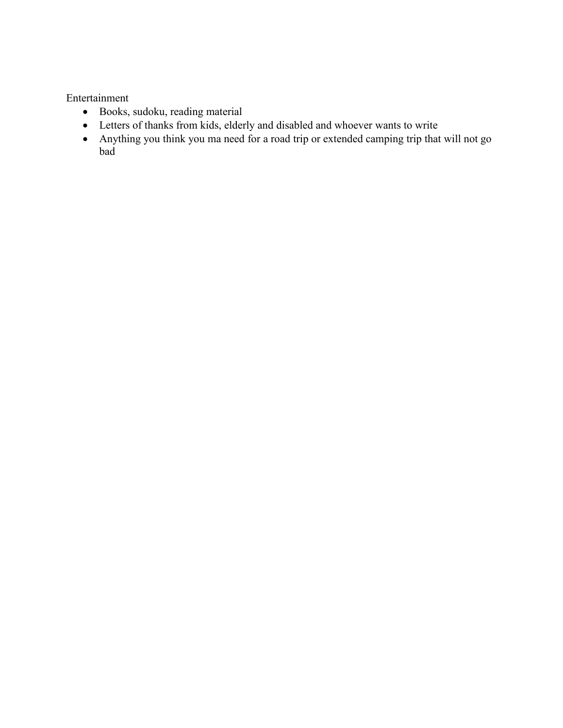Entertainment

- Books, sudoku, reading material
- Letters of thanks from kids, elderly and disabled and whoever wants to write
- Anything you think you ma need for a road trip or extended camping trip that will not go bad